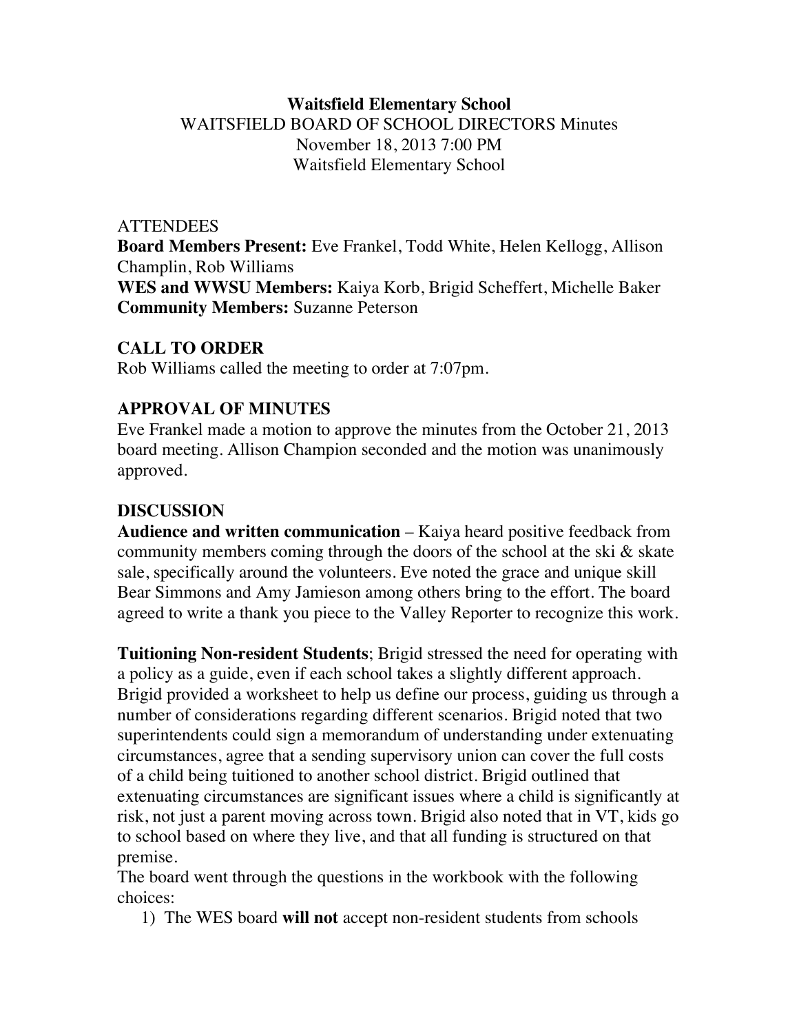**Waitsfield Elementary School**
WAITSFIELD BOARD OF SCHOOL DIRECTORS Minutes
November 18, 2013 7:00 PM
Waitsfield Elementary School

ATTENDEES
**Board Members Present:** Eve Frankel, Todd White, Helen Kellogg, Allison Champlin, Rob Williams
**WES and WWSU Members:** Kaiya Korb, Brigid Scheffert, Michelle Baker
**Community Members:** Suzanne Peterson

## CALL TO ORDER

Rob Williams called the meeting to order at 7:07pm.

## APPROVAL OF MINUTES

Eve Frankel made a motion to approve the minutes from the October 21, 2013 board meeting. Allison Champion seconded and the motion was unanimously approved.

## DISCUSSION

**Audience and written communication** – Kaiya heard positive feedback from community members coming through the doors of the school at the ski & skate sale, specifically around the volunteers. Eve noted the grace and unique skill Bear Simmons and Amy Jamieson among others bring to the effort. The board agreed to write a thank you piece to the Valley Reporter to recognize this work.

**Tuitioning Non-resident Students**; Brigid stressed the need for operating with a policy as a guide, even if each school takes a slightly different approach. Brigid provided a worksheet to help us define our process, guiding us through a number of considerations regarding different scenarios. Brigid noted that two superintendents could sign a memorandum of understanding under extenuating circumstances, agree that a sending supervisory union can cover the full costs of a child being tuitioned to another school district. Brigid outlined that extenuating circumstances are significant issues where a child is significantly at risk, not just a parent moving across town. Brigid also noted that in VT, kids go to school based on where they live, and that all funding is structured on that premise.
The board went through the questions in the workbook with the following choices:

1) The WES board **will not** accept non-resident students from schools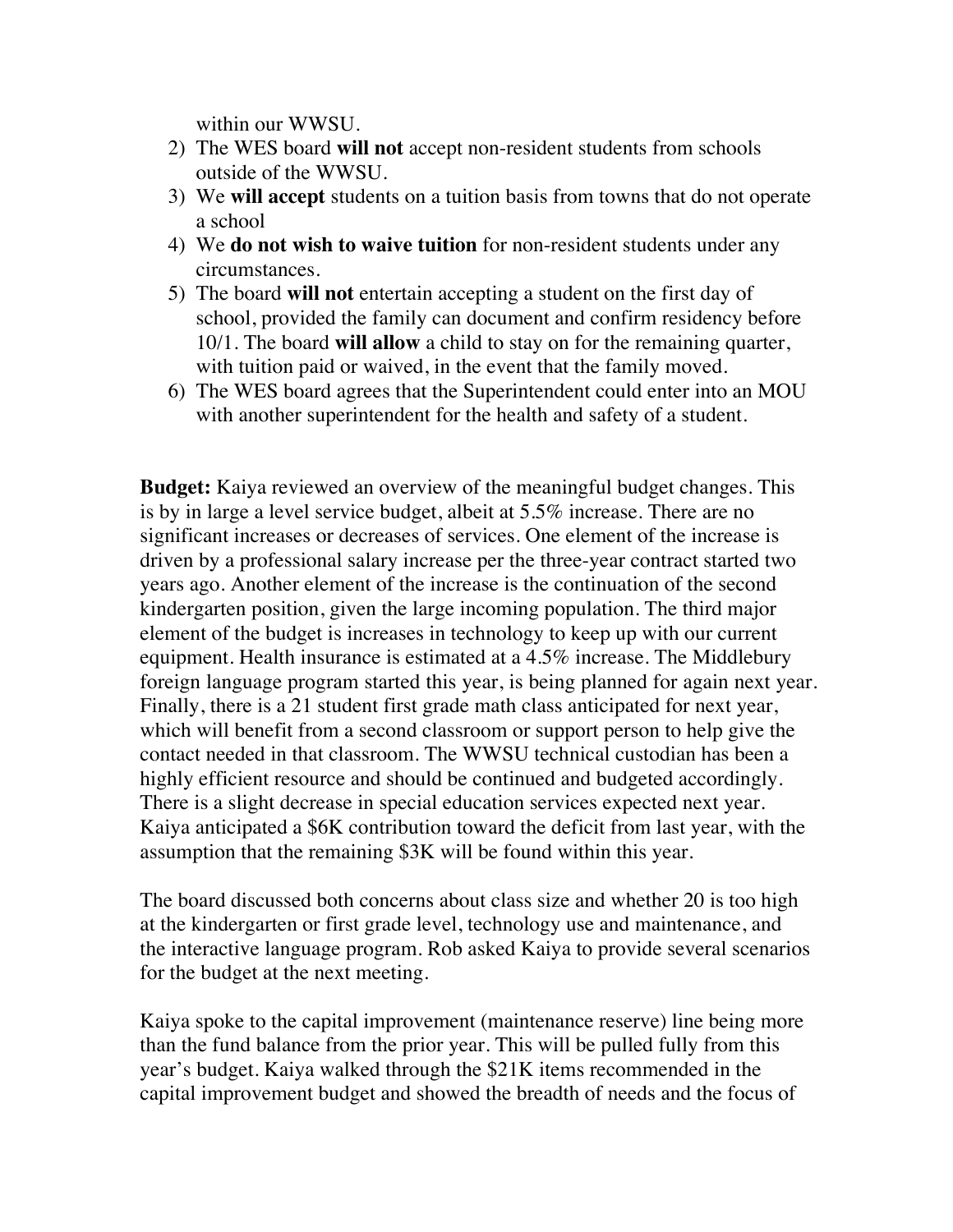within our WWSU.

2) The WES board **will not** accept non-resident students from schools outside of the WWSU.
3) We **will accept** students on a tuition basis from towns that do not operate a school
4) We **do not wish to waive tuition** for non-resident students under any circumstances.
5) The board **will not** entertain accepting a student on the first day of school, provided the family can document and confirm residency before 10/1. The board **will allow** a child to stay on for the remaining quarter, with tuition paid or waived, in the event that the family moved.
6) The WES board agrees that the Superintendent could enter into an MOU with another superintendent for the health and safety of a student.

**Budget:** Kaiya reviewed an overview of the meaningful budget changes. This is by in large a level service budget, albeit at 5.5% increase. There are no significant increases or decreases of services. One element of the increase is driven by a professional salary increase per the three-year contract started two years ago. Another element of the increase is the continuation of the second kindergarten position, given the large incoming population. The third major element of the budget is increases in technology to keep up with our current equipment. Health insurance is estimated at a 4.5% increase. The Middlebury foreign language program started this year, is being planned for again next year. Finally, there is a 21 student first grade math class anticipated for next year, which will benefit from a second classroom or support person to help give the contact needed in that classroom. The WWSU technical custodian has been a highly efficient resource and should be continued and budgeted accordingly. There is a slight decrease in special education services expected next year. Kaiya anticipated a $6K contribution toward the deficit from last year, with the assumption that the remaining $3K will be found within this year.

The board discussed both concerns about class size and whether 20 is too high at the kindergarten or first grade level, technology use and maintenance, and the interactive language program. Rob asked Kaiya to provide several scenarios for the budget at the next meeting.

Kaiya spoke to the capital improvement (maintenance reserve) line being more than the fund balance from the prior year. This will be pulled fully from this year's budget. Kaiya walked through the $21K items recommended in the capital improvement budget and showed the breadth of needs and the focus of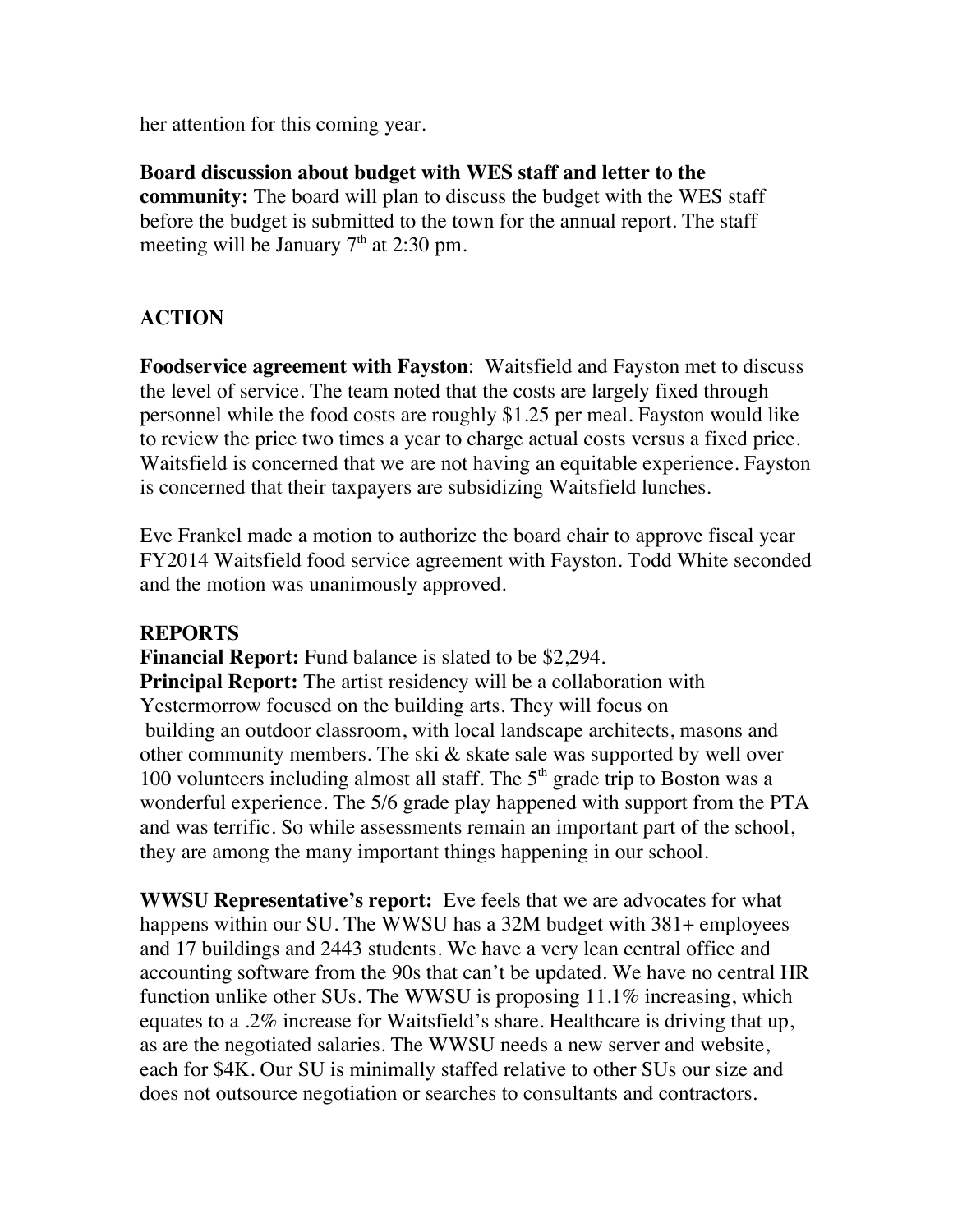her attention for this coming year.

**Board discussion about budget with WES staff and letter to the community:** The board will plan to discuss the budget with the WES staff before the budget is submitted to the town for the annual report. The staff meeting will be January 7th at 2:30 pm.

## ACTION

**Foodservice agreement with Fayston**: Waitsfield and Fayston met to discuss the level of service. The team noted that the costs are largely fixed through personnel while the food costs are roughly $1.25 per meal. Fayston would like to review the price two times a year to charge actual costs versus a fixed price. Waitsfield is concerned that we are not having an equitable experience. Fayston is concerned that their taxpayers are subsidizing Waitsfield lunches.

Eve Frankel made a motion to authorize the board chair to approve fiscal year FY2014 Waitsfield food service agreement with Fayston. Todd White seconded and the motion was unanimously approved.

## REPORTS

**Financial Report:** Fund balance is slated to be $2,294.
**Principal Report:** The artist residency will be a collaboration with Yestermorrow focused on the building arts. They will focus on building an outdoor classroom, with local landscape architects, masons and other community members. The ski & skate sale was supported by well over 100 volunteers including almost all staff. The 5th grade trip to Boston was a wonderful experience. The 5/6 grade play happened with support from the PTA and was terrific. So while assessments remain an important part of the school, they are among the many important things happening in our school.

**WWSU Representative's report:** Eve feels that we are advocates for what happens within our SU. The WWSU has a 32M budget with 381+ employees and 17 buildings and 2443 students. We have a very lean central office and accounting software from the 90s that can't be updated. We have no central HR function unlike other SUs. The WWSU is proposing 11.1% increasing, which equates to a .2% increase for Waitsfield's share. Healthcare is driving that up, as are the negotiated salaries. The WWSU needs a new server and website, each for $4K. Our SU is minimally staffed relative to other SUs our size and does not outsource negotiation or searches to consultants and contractors.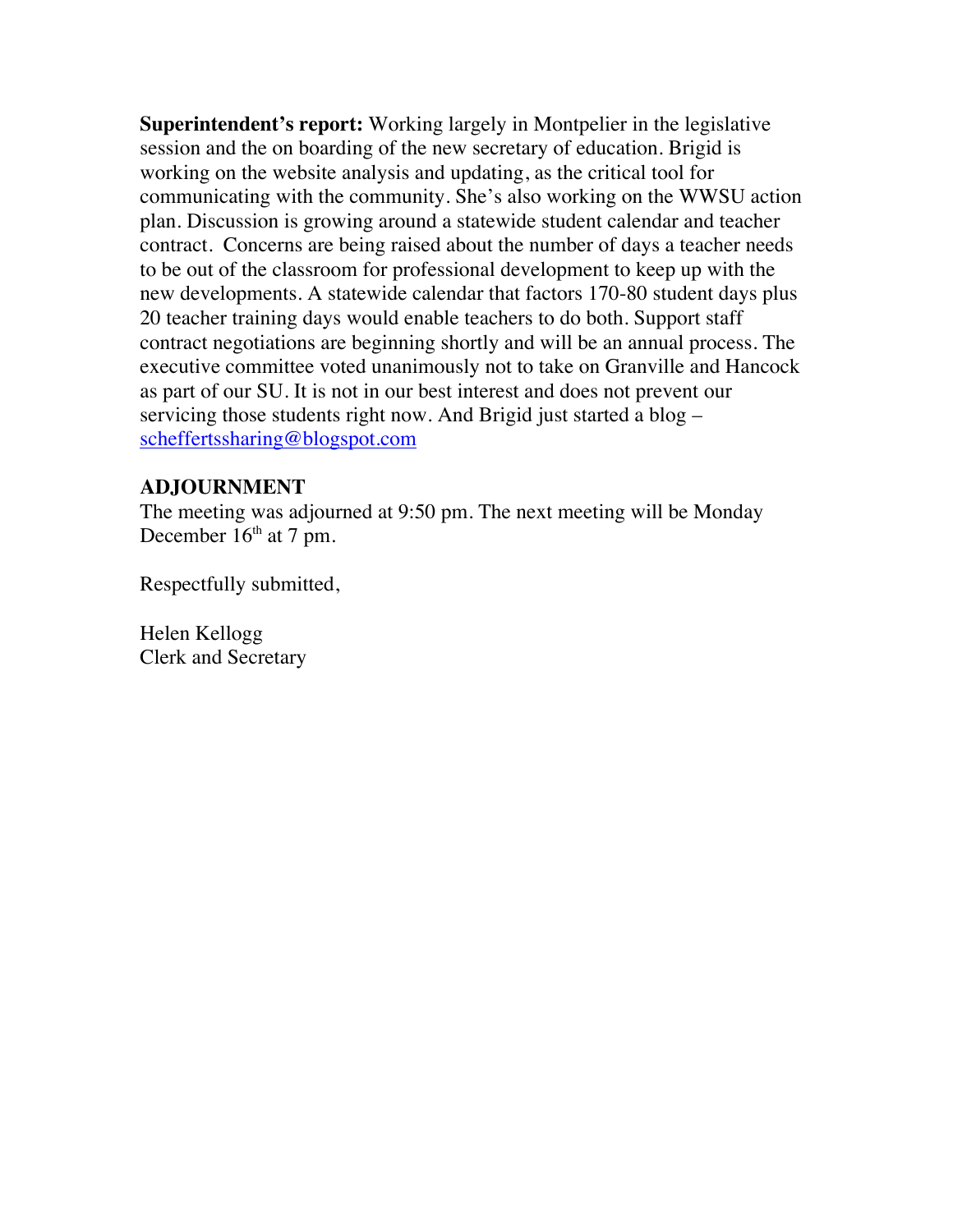**Superintendent's report:** Working largely in Montpelier in the legislative session and the on boarding of the new secretary of education. Brigid is working on the website analysis and updating, as the critical tool for communicating with the community. She's also working on the WWSU action plan. Discussion is growing around a statewide student calendar and teacher contract. Concerns are being raised about the number of days a teacher needs to be out of the classroom for professional development to keep up with the new developments. A statewide calendar that factors 170-80 student days plus 20 teacher training days would enable teachers to do both. Support staff contract negotiations are beginning shortly and will be an annual process. The executive committee voted unanimously not to take on Granville and Hancock as part of our SU. It is not in our best interest and does not prevent our servicing those students right now. And Brigid just started a blog – scheffertssharing@blogspot.com

**ADJOURNMENT**

The meeting was adjourned at 9:50 pm. The next meeting will be Monday December 16th at 7 pm.

Respectfully submitted,

Helen Kellogg
Clerk and Secretary